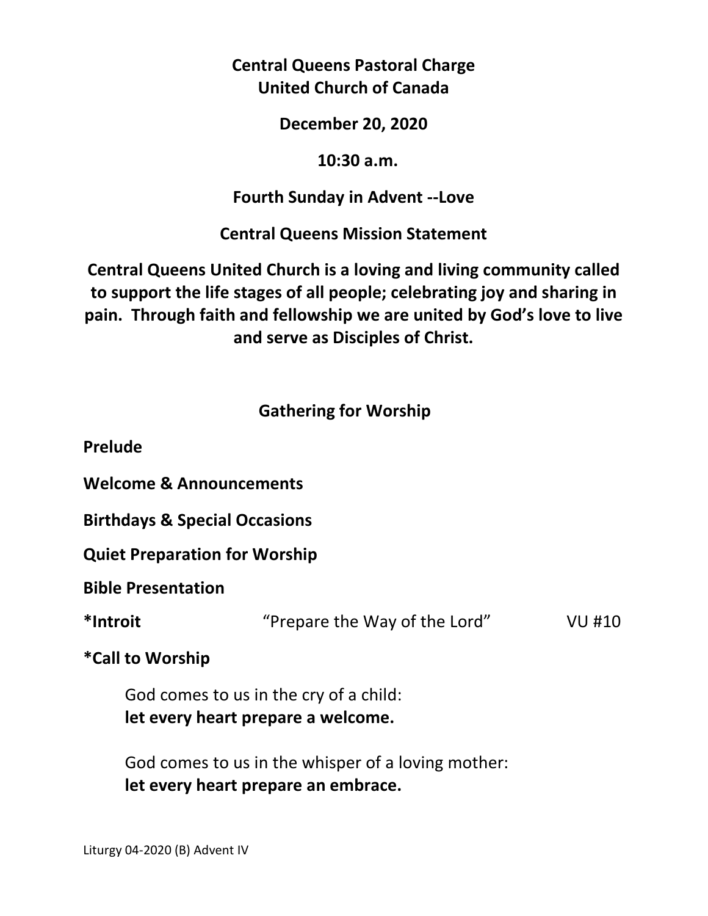**Central Queens Pastoral Charge**
**United Church of Canada**

**December 20, 2020**

**10:30 a.m.**

**Fourth Sunday in Advent --Love**

**Central Queens Mission Statement**

**Central Queens United Church is a loving and living community called to support the life stages of all people; celebrating joy and sharing in pain. Through faith and fellowship we are united by God's love to live and serve as Disciples of Christ.**

## Gathering for Worship

**Prelude**

**Welcome & Announcements**

**Birthdays & Special Occasions**

**Quiet Preparation for Worship**

**Bible Presentation**

**\*Introit** "Prepare the Way of the Lord" VU #10

**\*Call to Worship**

God comes to us in the cry of a child:
**let every heart prepare a welcome.**

God comes to us in the whisper of a loving mother:
**let every heart prepare an embrace.**

Liturgy 04-2020 (B) Advent IV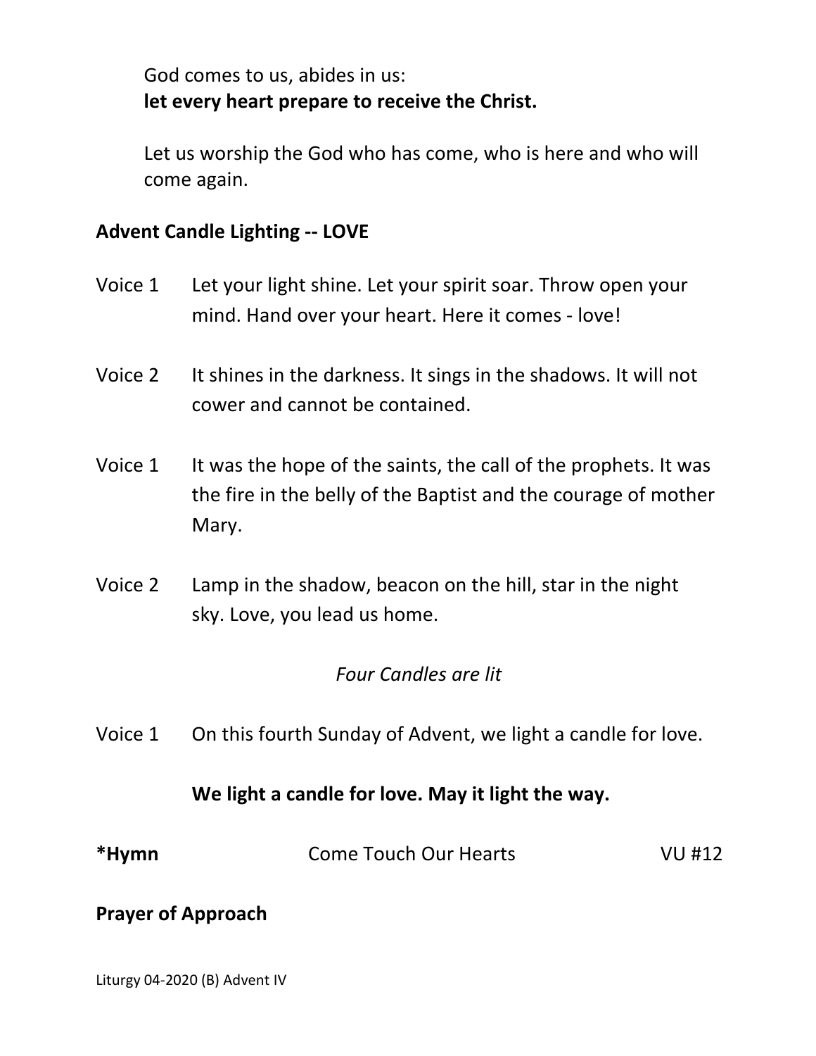God comes to us, abides in us:
**let every heart prepare to receive the Christ.**

Let us worship the God who has come, who is here and who will come again.

**Advent Candle Lighting -- LOVE**

Voice 1 Let your light shine. Let your spirit soar. Throw open your mind. Hand over your heart. Here it comes - love!

Voice 2 It shines in the darkness. It sings in the shadows. It will not cower and cannot be contained.

Voice 1 It was the hope of the saints, the call of the prophets. It was the fire in the belly of the Baptist and the courage of mother Mary.

Voice 2 Lamp in the shadow, beacon on the hill, star in the night sky. Love, you lead us home.

*Four Candles are lit*

Voice 1 On this fourth Sunday of Advent, we light a candle for love.

**We light a candle for love. May it light the way.**

**\*Hymn** Come Touch Our Hearts VU #12

**Prayer of Approach**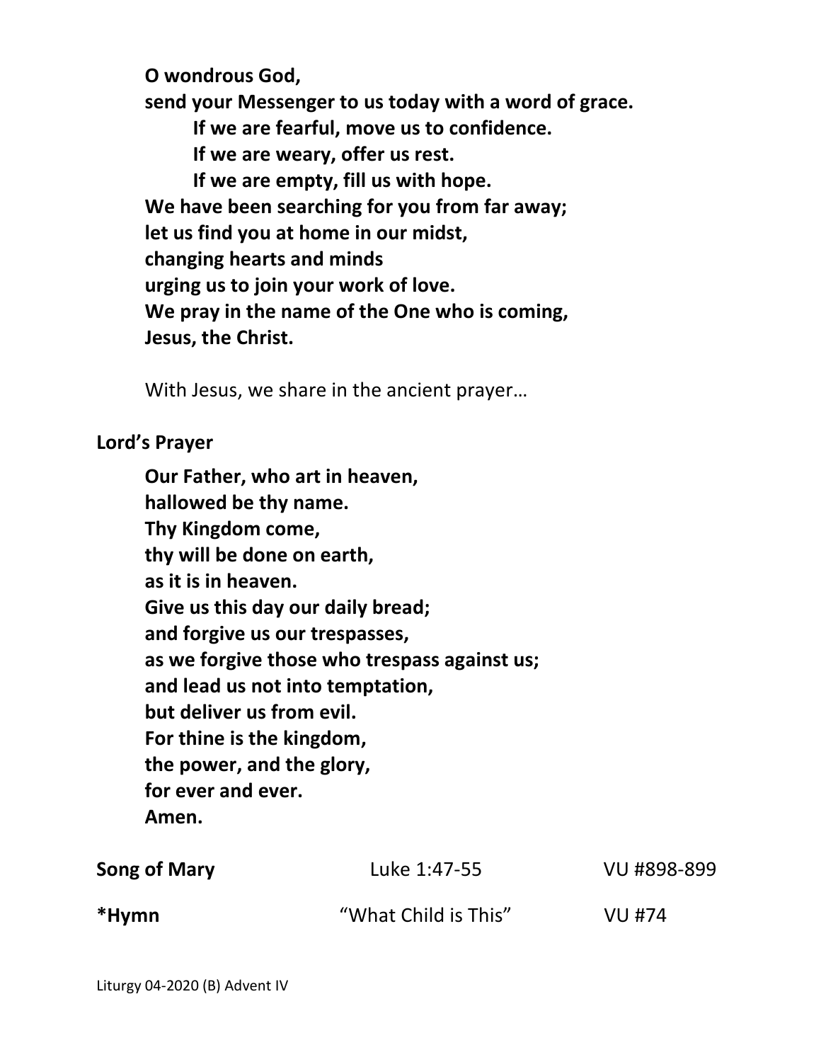**O wondrous God,**
**send your Messenger to us today with a word of grace.**
**If we are fearful, move us to confidence.**
**If we are weary, offer us rest.**
**If we are empty, fill us with hope.**
**We have been searching for you from far away;**
**let us find you at home in our midst,**
**changing hearts and minds**
**urging us to join your work of love.**
**We pray in the name of the One who is coming,**
**Jesus, the Christ.**

With Jesus, we share in the ancient prayer…

**Lord's Prayer**

**Our Father, who art in heaven,**
**hallowed be thy name.**
**Thy Kingdom come,**
**thy will be done on earth,**
**as it is in heaven.**
**Give us this day our daily bread;**
**and forgive us our trespasses,**
**as we forgive those who trespass against us;**
**and lead us not into temptation,**
**but deliver us from evil.**
**For thine is the kingdom,**
**the power, and the glory,**
**for ever and ever.**
**Amen.**

**Song of Mary** Luke 1:47-55 VU #898-899

***Hymn** "What Child is This" VU #74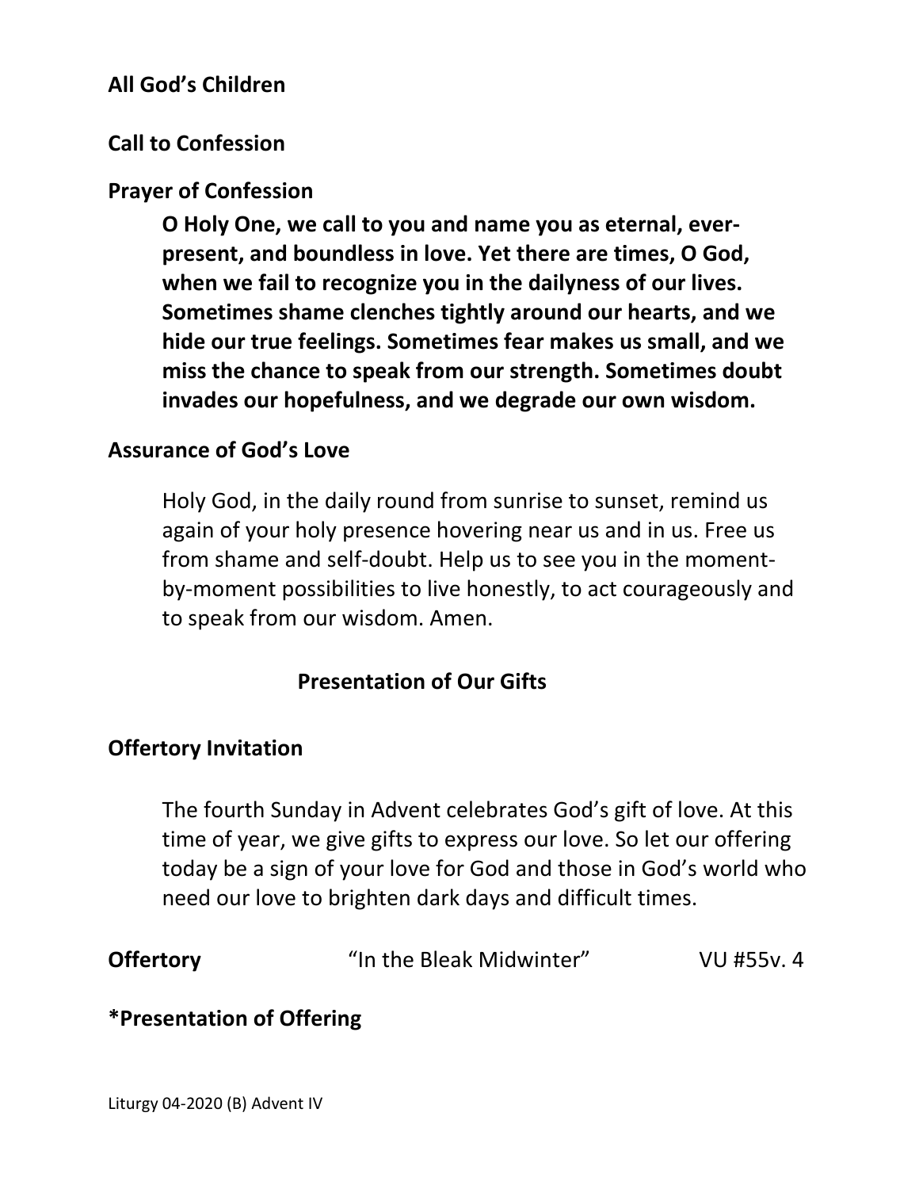**All God's Children**

**Call to Confession**

**Prayer of Confession**

> **O Holy One, we call to you and name you as eternal, ever-present, and boundless in love. Yet there are times, O God, when we fail to recognize you in the dailyness of our lives. Sometimes shame clenches tightly around our hearts, and we hide our true feelings. Sometimes fear makes us small, and we miss the chance to speak from our strength. Sometimes doubt invades our hopefulness, and we degrade our own wisdom.**

**Assurance of God's Love**

> Holy God, in the daily round from sunrise to sunset, remind us again of your holy presence hovering near us and in us. Free us from shame and self-doubt. Help us to see you in the moment-by-moment possibilities to live honestly, to act courageously and to speak from our wisdom. Amen.

## Presentation of Our Gifts

**Offertory Invitation**

> The fourth Sunday in Advent celebrates God's gift of love. At this time of year, we give gifts to express our love. So let our offering today be a sign of your love for God and those in God's world who need our love to brighten dark days and difficult times.

**Offertory** "In the Bleak Midwinter" VU #55v. 4

***Presentation of Offering**

Liturgy 04-2020 (B) Advent IV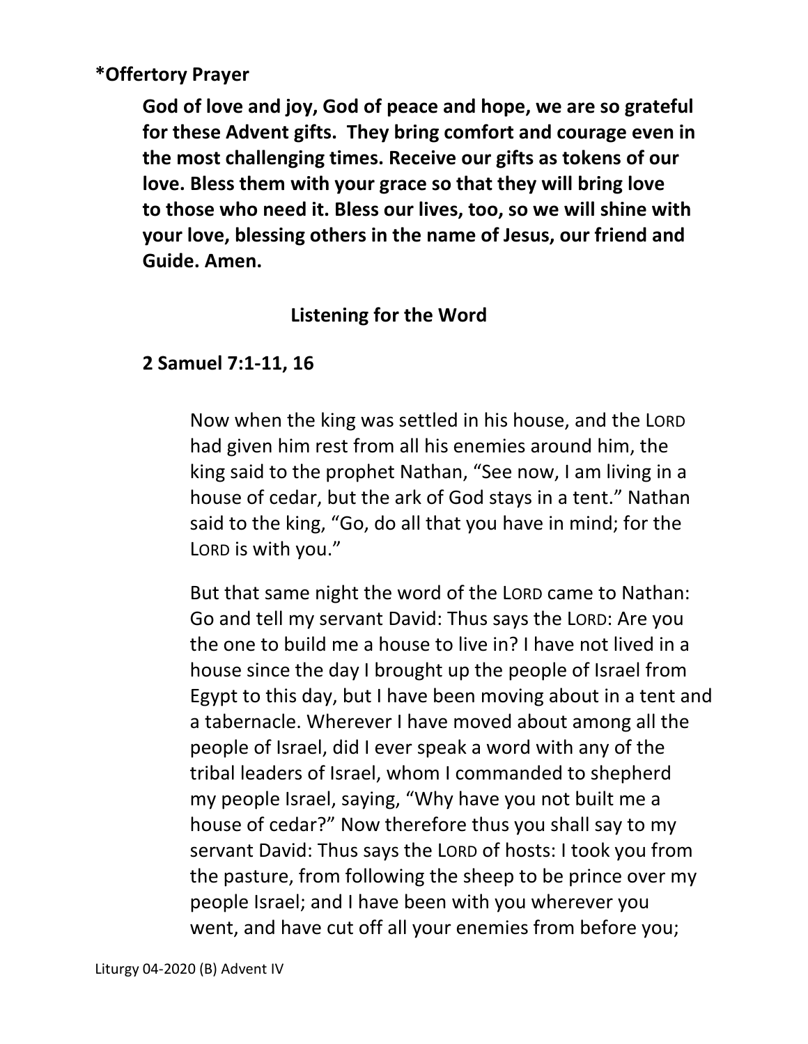**\*Offertory Prayer**

> **God of love and joy, God of peace and hope, we are so grateful for these Advent gifts. They bring comfort and courage even in the most challenging times. Receive our gifts as tokens of our love. Bless them with your grace so that they will bring love to those who need it. Bless our lives, too, so we will shine with your love, blessing others in the name of Jesus, our friend and Guide. Amen.**

## Listening for the Word

### 2 Samuel 7:1-11, 16

Now when the king was settled in his house, and the LORD had given him rest from all his enemies around him, the king said to the prophet Nathan, "See now, I am living in a house of cedar, but the ark of God stays in a tent." Nathan said to the king, "Go, do all that you have in mind; for the LORD is with you."

But that same night the word of the LORD came to Nathan: Go and tell my servant David: Thus says the LORD: Are you the one to build me a house to live in? I have not lived in a house since the day I brought up the people of Israel from Egypt to this day, but I have been moving about in a tent and a tabernacle. Wherever I have moved about among all the people of Israel, did I ever speak a word with any of the tribal leaders of Israel, whom I commanded to shepherd my people Israel, saying, "Why have you not built me a house of cedar?" Now therefore thus you shall say to my servant David: Thus says the LORD of hosts: I took you from the pasture, from following the sheep to be prince over my people Israel; and I have been with you wherever you went, and have cut off all your enemies from before you;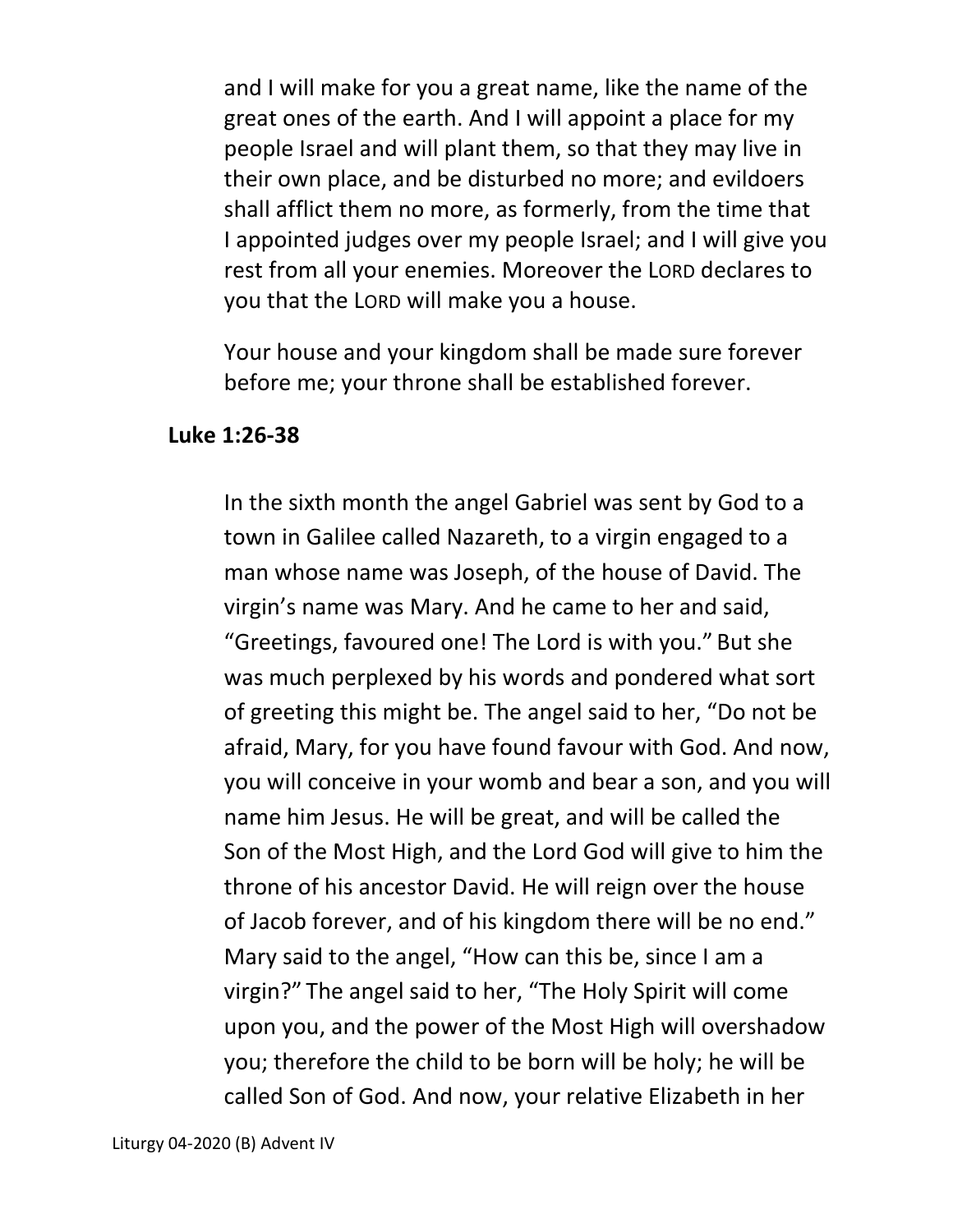and I will make for you a great name, like the name of the great ones of the earth. And I will appoint a place for my people Israel and will plant them, so that they may live in their own place, and be disturbed no more; and evildoers shall afflict them no more, as formerly, from the time that I appointed judges over my people Israel; and I will give you rest from all your enemies. Moreover the LORD declares to you that the LORD will make you a house.

Your house and your kingdom shall be made sure forever before me; your throne shall be established forever.

**Luke 1:26-38**

In the sixth month the angel Gabriel was sent by God to a town in Galilee called Nazareth, to a virgin engaged to a man whose name was Joseph, of the house of David. The virgin's name was Mary. And he came to her and said, "Greetings, favoured one! The Lord is with you." But she was much perplexed by his words and pondered what sort of greeting this might be. The angel said to her, "Do not be afraid, Mary, for you have found favour with God. And now, you will conceive in your womb and bear a son, and you will name him Jesus. He will be great, and will be called the Son of the Most High, and the Lord God will give to him the throne of his ancestor David. He will reign over the house of Jacob forever, and of his kingdom there will be no end." Mary said to the angel, "How can this be, since I am a virgin?" The angel said to her, "The Holy Spirit will come upon you, and the power of the Most High will overshadow you; therefore the child to be born will be holy; he will be called Son of God. And now, your relative Elizabeth in her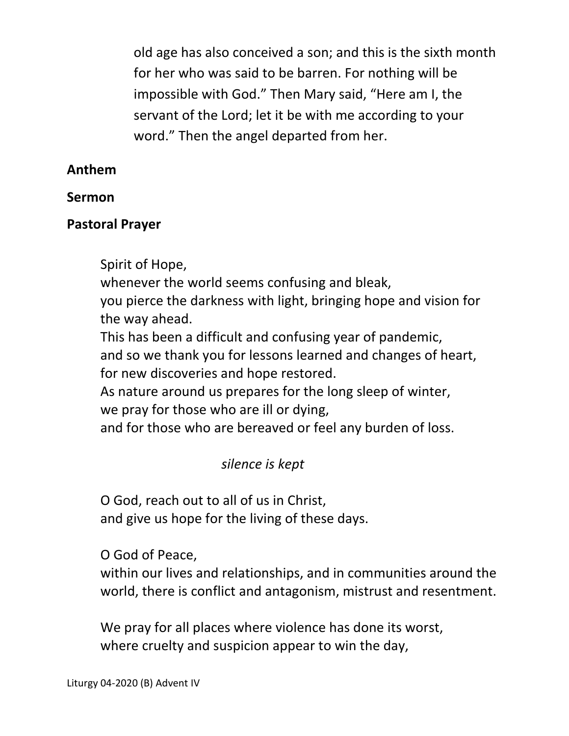old age has also conceived a son; and this is the sixth month for her who was said to be barren. For nothing will be impossible with God." Then Mary said, "Here am I, the servant of the Lord; let it be with me according to your word." Then the angel departed from her.

**Anthem**

**Sermon**

**Pastoral Prayer**

Spirit of Hope,
whenever the world seems confusing and bleak,
you pierce the darkness with light, bringing hope and vision for the way ahead.
This has been a difficult and confusing year of pandemic,
and so we thank you for lessons learned and changes of heart,
for new discoveries and hope restored.
As nature around us prepares for the long sleep of winter,
we pray for those who are ill or dying,
and for those who are bereaved or feel any burden of loss.

*silence is kept*

O God, reach out to all of us in Christ,
and give us hope for the living of these days.

O God of Peace,
within our lives and relationships, and in communities around the world, there is conflict and antagonism, mistrust and resentment.

We pray for all places where violence has done its worst,
where cruelty and suspicion appear to win the day,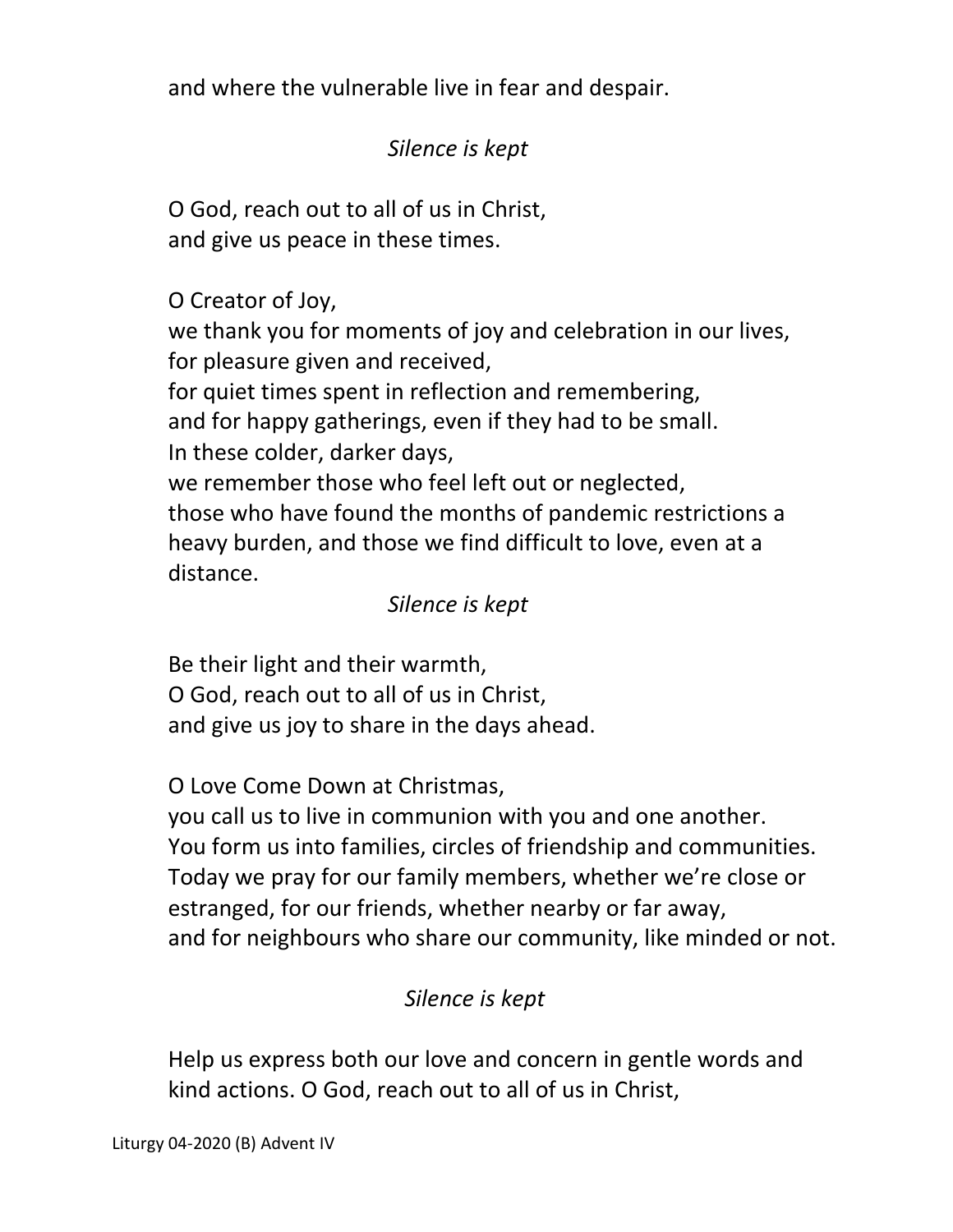and where the vulnerable live in fear and despair.

*Silence is kept*

O God, reach out to all of us in Christ,
and give us peace in these times.

O Creator of Joy,
we thank you for moments of joy and celebration in our lives,
for pleasure given and received,
for quiet times spent in reflection and remembering,
and for happy gatherings, even if they had to be small.
In these colder, darker days,
we remember those who feel left out or neglected,
those who have found the months of pandemic restrictions a heavy burden, and those we find difficult to love, even at a distance.

*Silence is kept*

Be their light and their warmth,
O God, reach out to all of us in Christ,
and give us joy to share in the days ahead.

O Love Come Down at Christmas,
you call us to live in communion with you and one another.
You form us into families, circles of friendship and communities.
Today we pray for our family members, whether we're close or estranged, for our friends, whether nearby or far away,
and for neighbours who share our community, like minded or not.

*Silence is kept*

Help us express both our love and concern in gentle words and kind actions. O God, reach out to all of us in Christ,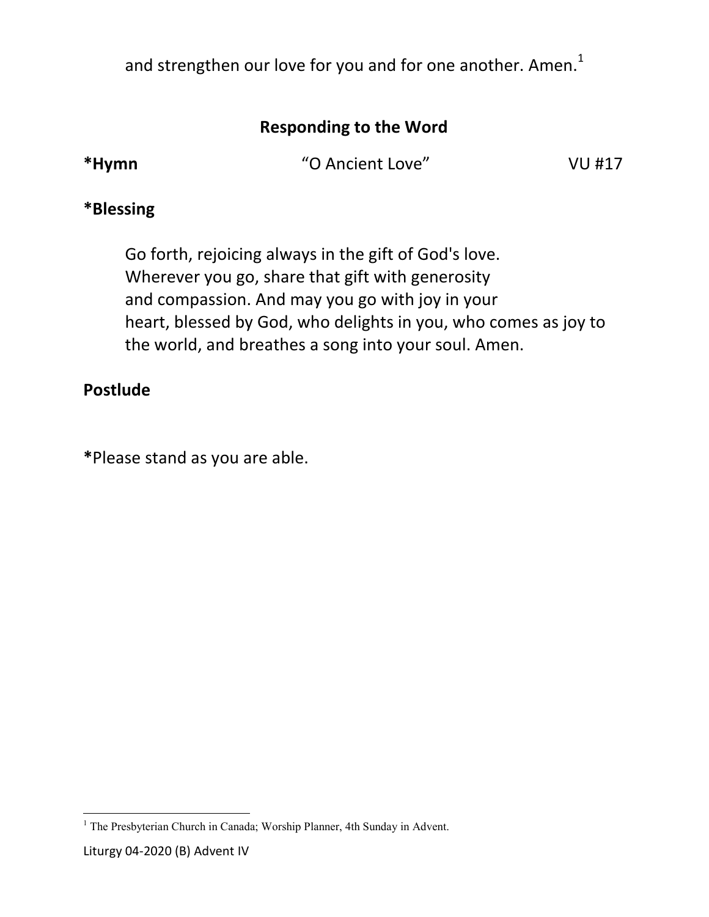and strengthen our love for you and for one another. Amen.[1]

## Responding to the Word

**\*Hymn** "O Ancient Love" VU #17

**\*Blessing**

Go forth, rejoicing always in the gift of God's love.
Wherever you go, share that gift with generosity
and compassion. And may you go with joy in your
heart, blessed by God, who delights in you, who comes as joy to
the world, and breathes a song into your soul. Amen.

**Postlude**

**\***Please stand as you are able.

[1] The Presbyterian Church in Canada; Worship Planner, 4th Sunday in Advent.